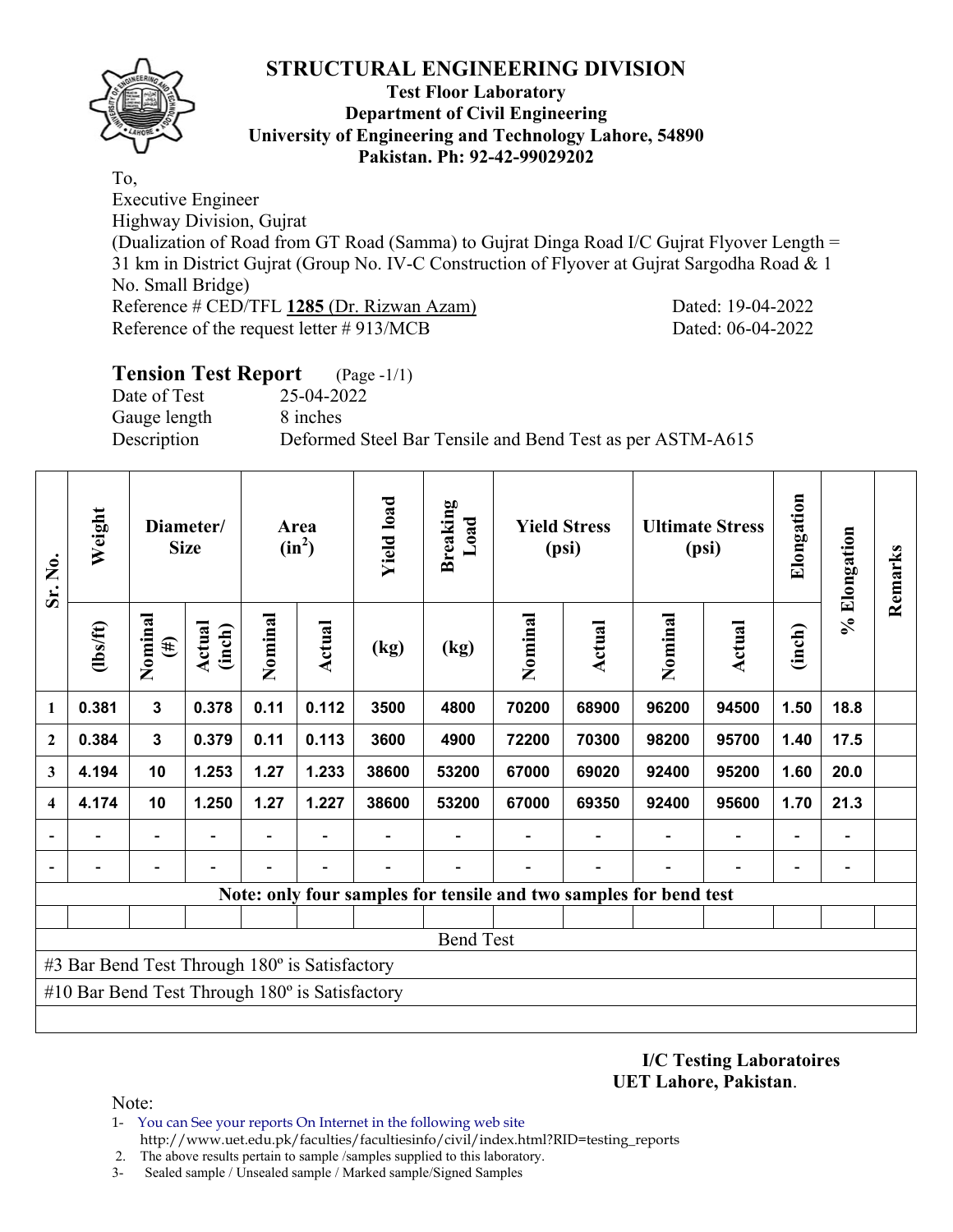# STRUCTURAL ENGINEERING DIVISION

**Test Floor Laboratory**
**Department of Civil Engineering**
**University of Engineering and Technology Lahore, 54890**
**Pakistan. Ph: 92-42-99029202**

To,
Executive Engineer
Highway Division, Gujrat
(Dualization of Road from GT Road (Samma) to Gujrat Dinga Road I/C Gujrat Flyover Length = 31 km in District Gujrat (Group No. IV-C Construction of Flyover at Gujrat Sargodha Road & 1 No. Small Bridge)
Reference # CED/TFL **1285** (Dr. Rizwan Azam) Dated: 19-04-2022
Reference of the request letter # 913/MCB Dated: 06-04-2022

## Tension Test Report (Page -1/1)

Date of Test: 25-04-2022
Gauge length: 8 inches
Description: Deformed Steel Bar Tensile and Bend Test as per ASTM-A615

| Sr. No. | Weight | Diameter/ Size | | Area ($in^2$) | | Yield load | Breaking Load | Yield Stress (psi) | | Ultimate Stress (psi) | | Elongation | % Elongation | Remarks |
|---|---|---|---|---|---|---|---|---|---|---|---|---|---|---|
| | (lbs/ft) | Nominal (#) | Actual (inch) | Nominal | Actual | (kg) | (kg) | Nominal | Actual | Nominal | Actual | (inch) | | |
| 1 | 0.381 | 3 | 0.378 | 0.11 | 0.112 | 3500 | 4800 | 70200 | 68900 | 96200 | 94500 | 1.50 | 18.8 | |
| 2 | 0.384 | 3 | 0.379 | 0.11 | 0.113 | 3600 | 4900 | 72200 | 70300 | 98200 | 95700 | 1.40 | 17.5 | |
| 3 | 4.194 | 10 | 1.253 | 1.27 | 1.233 | 38600 | 53200 | 67000 | 69020 | 92400 | 95200 | 1.60 | 20.0 | |
| 4 | 4.174 | 10 | 1.250 | 1.27 | 1.227 | 38600 | 53200 | 67000 | 69350 | 92400 | 95600 | 1.70 | 21.3 | |
| - | - | - | - | - | - | - | - | - | - | - | - | - | - | |
| - | - | - | - | - | - | - | - | - | - | - | - | - | - | |

Note: only four samples for tensile and two samples for bend test

**Bend Test**

#3 Bar Bend Test Through 180º is Satisfactory

#10 Bar Bend Test Through 180º is Satisfactory

**I/C Testing Laboratoires**
**UET Lahore, Pakistan**.

Note:
1- You can See your reports On Internet in the following web site
http://www.uet.edu.pk/faculties/facultiesinfo/civil/index.html?RID=testing_reports
2. The above results pertain to sample /samples supplied to this laboratory.
3- Sealed sample / Unsealed sample / Marked sample/Signed Samples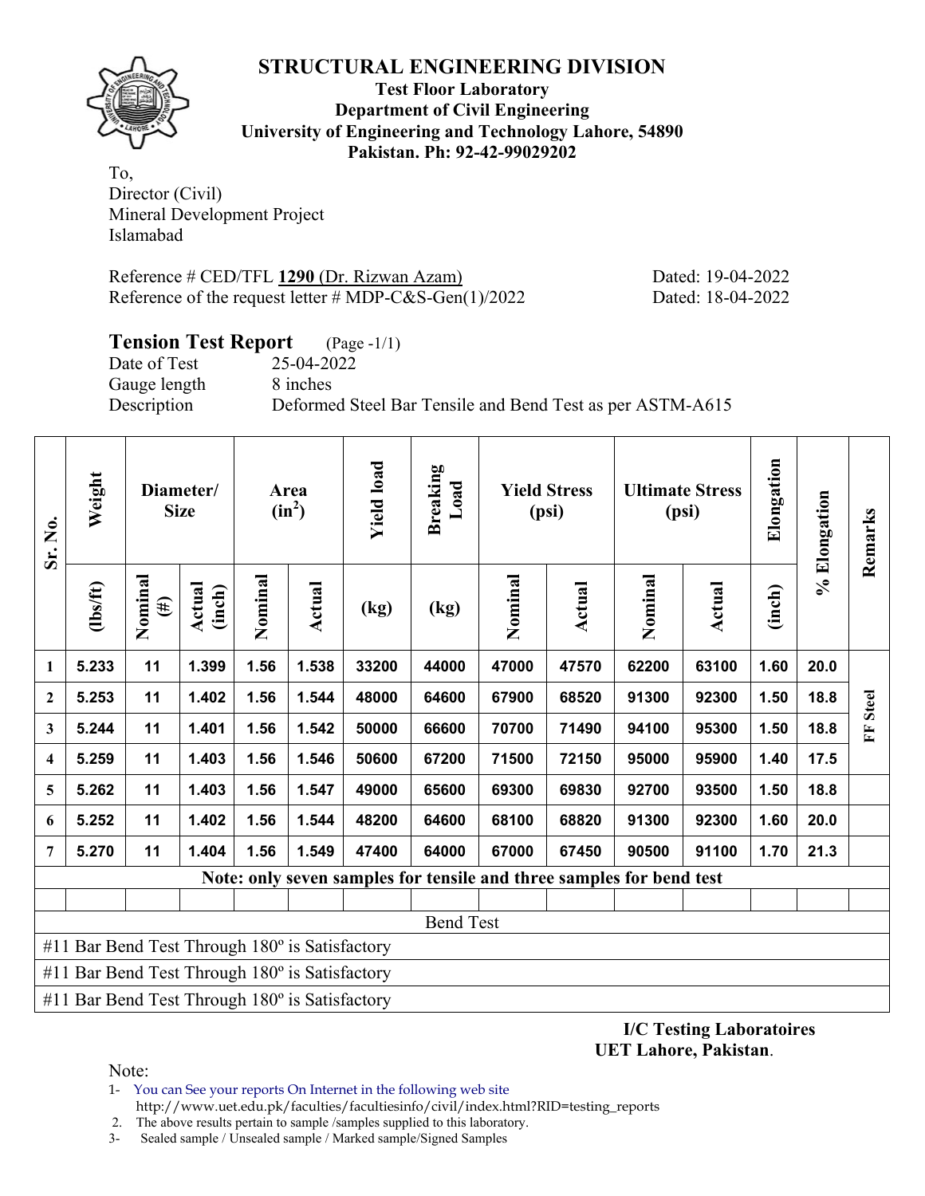# STRUCTURAL ENGINEERING DIVISION

**Test Floor Laboratory**
**Department of Civil Engineering**
**University of Engineering and Technology Lahore, 54890**
**Pakistan. Ph: 92-42-99029202**

To,
Director (Civil)
Mineral Development Project
Islamabad

Reference # CED/TFL **1290** (Dr. Rizwan Azam) Dated: 19-04-2022
Reference of the request letter # MDP-C&S-Gen(1)/2022 Dated: 18-04-2022

## Tension Test Report (Page -1/1)

Date of Test 25-04-2022
Gauge length 8 inches
Description Deformed Steel Bar Tensile and Bend Test as per ASTM-A615

| Sr. No. | Weight | Diameter/ Size | | Area ($in^2$) | | Yield load | Breaking Load | Yield Stress (psi) | | Ultimate Stress (psi) | | Elongation | % Elongation | Remarks |
|---|---|---|---|---|---|---|---|---|---|---|---|---|---|---|
| | (lbs/ft) | Nominal (#) | Actual (inch) | Nominal | Actual | (kg) | (kg) | Nominal | Actual | Nominal | Actual | (inch) | | |
| 1 | 5.233 | 11 | 1.399 | 1.56 | 1.538 | 33200 | 44000 | 47000 | 47570 | 62200 | 63100 | 1.60 | 20.0 | FF Steel |
| 2 | 5.253 | 11 | 1.402 | 1.56 | 1.544 | 48000 | 64600 | 67900 | 68520 | 91300 | 92300 | 1.50 | 18.8 | |
| 3 | 5.244 | 11 | 1.401 | 1.56 | 1.542 | 50000 | 66600 | 70700 | 71490 | 94100 | 95300 | 1.50 | 18.8 | |
| 4 | 5.259 | 11 | 1.403 | 1.56 | 1.546 | 50600 | 67200 | 71500 | 72150 | 95000 | 95900 | 1.40 | 17.5 | |
| 5 | 5.262 | 11 | 1.403 | 1.56 | 1.547 | 49000 | 65600 | 69300 | 69830 | 92700 | 93500 | 1.50 | 18.8 | |
| 6 | 5.252 | 11 | 1.402 | 1.56 | 1.544 | 48200 | 64600 | 68100 | 68820 | 91300 | 92300 | 1.60 | 20.0 | |
| 7 | 5.270 | 11 | 1.404 | 1.56 | 1.549 | 47400 | 64000 | 67000 | 67450 | 90500 | 91100 | 1.70 | 21.3 | |
| **Note: only seven samples for tensile and three samples for bend test** | | | | | | | | | | | | | | |
| | | | | | | | | | | | | | | |
| Bend Test | | | | | | | | | | | | | | |
| #11 Bar Bend Test Through 180º is Satisfactory | | | | | | | | | | | | | | |
| #11 Bar Bend Test Through 180º is Satisfactory | | | | | | | | | | | | | | |
| #11 Bar Bend Test Through 180º is Satisfactory | | | | | | | | | | | | | | |

**I/C Testing Laboratoires**
**UET Lahore, Pakistan**.

Note:
1- You can See your reports On Internet in the following web site
http://www.uet.edu.pk/faculties/facultiesinfo/civil/index.html?RID=testing_reports
2. The above results pertain to sample /samples supplied to this laboratory.
3- Sealed sample / Unsealed sample / Marked sample/Signed Samples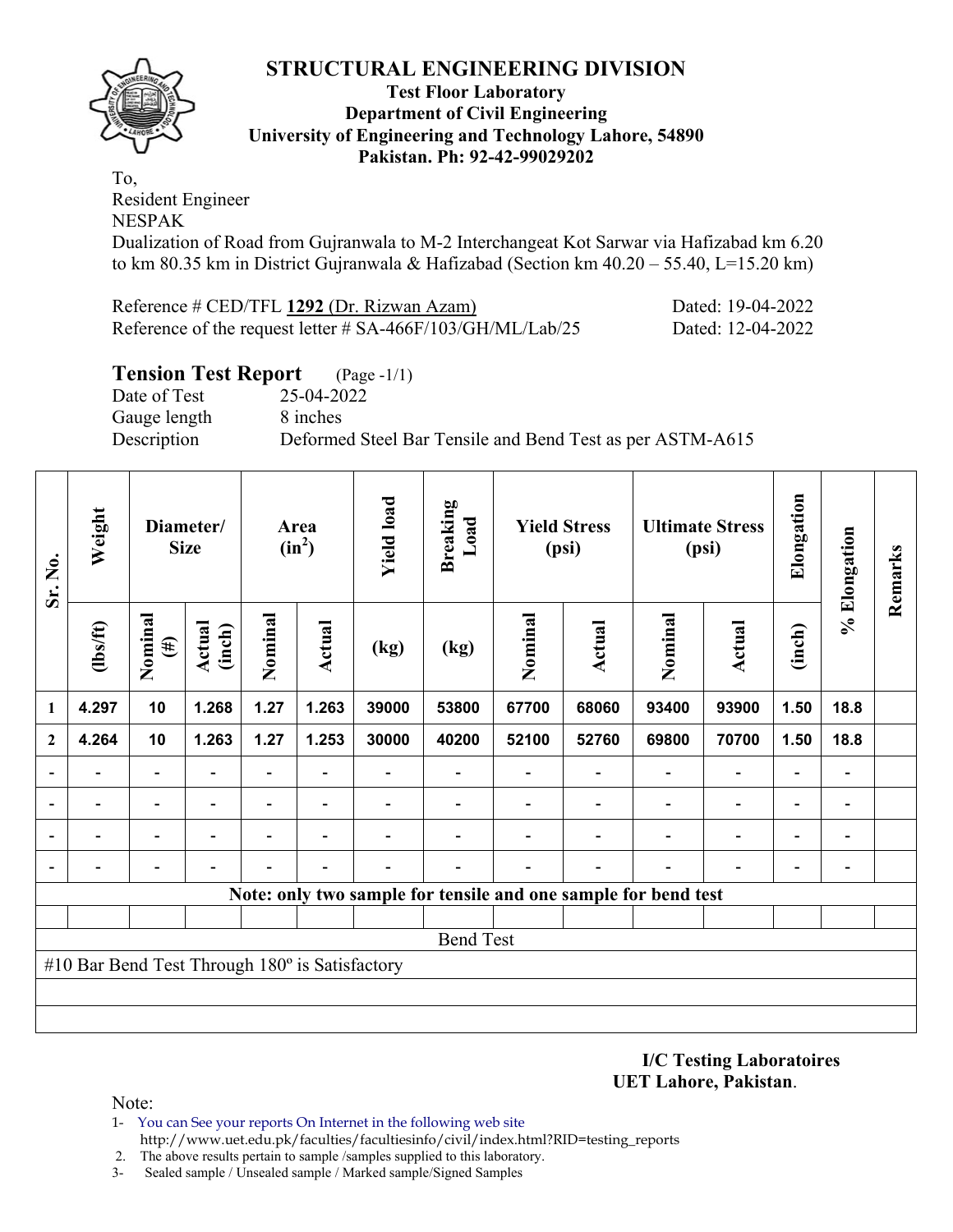# STRUCTURAL ENGINEERING DIVISION

**Test Floor Laboratory**
**Department of Civil Engineering**
**University of Engineering and Technology Lahore, 54890**
**Pakistan. Ph: 92-42-99029202**

To,
Resident Engineer
NESPAK
Dualization of Road from Gujranwala to M-2 Interchangeat Kot Sarwar via Hafizabad km 6.20 to km 80.35 km in District Gujranwala & Hafizabad (Section km 40.20 – 55.40, L=15.20 km)

Reference # CED/TFL **1292** (Dr. Rizwan Azam) Dated: 19-04-2022
Reference of the request letter # SA-466F/103/GH/ML/Lab/25 Dated: 12-04-2022

## Tension Test Report (Page -1/1)

Date of Test 25-04-2022
Gauge length 8 inches
Description Deformed Steel Bar Tensile and Bend Test as per ASTM-A615

| Sr. No. | Weight | Diameter/ Size | | Area ($in^2$) | | Yield load | Breaking Load | Yield Stress (psi) | | Ultimate Stress (psi) | | Elongation | % Elongation | Remarks |
|---|---|---|---|---|---|---|---|---|---|---|---|---|---|---|
| | (lbs/ft) | Nominal (#) | Actual (inch) | Nominal | Actual | (kg) | (kg) | Nominal | Actual | Nominal | Actual | (inch) | | |
| 1 | 4.297 | 10 | 1.268 | 1.27 | 1.263 | 39000 | 53800 | 67700 | 68060 | 93400 | 93900 | 1.50 | 18.8 | |
| 2 | 4.264 | 10 | 1.263 | 1.27 | 1.253 | 30000 | 40200 | 52100 | 52760 | 69800 | 70700 | 1.50 | 18.8 | |
| - | - | - | - | - | - | - | - | - | - | - | - | - | - | |
| - | - | - | - | - | - | - | - | - | - | - | - | - | - | |
| - | - | - | - | - | - | - | - | - | - | - | - | - | - | |
| - | - | - | - | - | - | - | - | - | - | - | - | - | - | |
| Note: only two sample for tensile and one sample for bend test | | | | | | | | | | | | | | |
| Bend Test | | | | | | | | | | | | | | |
| #10 Bar Bend Test Through 180º is Satisfactory | | | | | | | | | | | | | | |

**I/C Testing Laboratoires**
**UET Lahore, Pakistan**.

Note:
1- You can See your reports On Internet in the following web site
http://www.uet.edu.pk/faculties/facultiesinfo/civil/index.html?RID=testing_reports
2. The above results pertain to sample /samples supplied to this laboratory.
3- Sealed sample / Unsealed sample / Marked sample/Signed Samples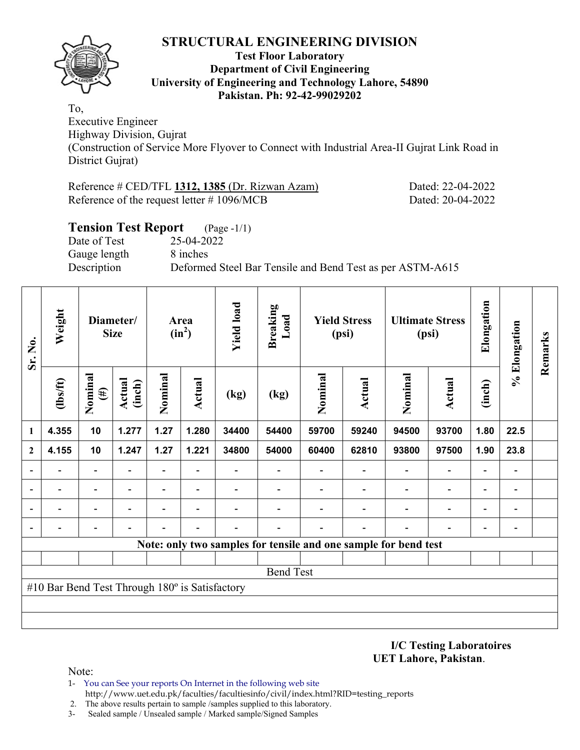# STRUCTURAL ENGINEERING DIVISION

**Test Floor Laboratory**
**Department of Civil Engineering**
**University of Engineering and Technology Lahore, 54890**
**Pakistan. Ph: 92-42-99029202**

To,
Executive Engineer
Highway Division, Gujrat
(Construction of Service More Flyover to Connect with Industrial Area-II Gujrat Link Road in District Gujrat)

Reference # CED/TFL **1312, 1385** (Dr. Rizwan Azam) Dated: 22-04-2022
Reference of the request letter # 1096/MCB Dated: 20-04-2022

## Tension Test Report (Page -1/1)

Date of Test 25-04-2022
Gauge length 8 inches
Description Deformed Steel Bar Tensile and Bend Test as per ASTM-A615

| Sr. No. | Weight | Diameter/ Size | | Area ($in^2$) | | Yield load | Breaking Load | Yield Stress (psi) | | Ultimate Stress (psi) | | Elongation | % Elongation | Remarks |
|---|---|---|---|---|---|---|---|---|---|---|---|---|---|---|
| | (lbs/ft) | Nominal (#) | Actual (inch) | Nominal | Actual | (kg) | (kg) | Nominal | Actual | Nominal | Actual | (inch) | | |
| 1 | 4.355 | 10 | 1.277 | 1.27 | 1.280 | 34400 | 54400 | 59700 | 59240 | 94500 | 93700 | 1.80 | 22.5 | |
| 2 | 4.155 | 10 | 1.247 | 1.27 | 1.221 | 34800 | 54000 | 60400 | 62810 | 93800 | 97500 | 1.90 | 23.8 | |
| - | - | - | - | - | - | - | - | - | - | - | - | - | - | |
| - | - | - | - | - | - | - | - | - | - | - | - | - | - | |
| - | - | - | - | - | - | - | - | - | - | - | - | - | - | |
| - | - | - | - | - | - | - | - | - | - | - | - | - | - | |

**Note: only two samples for tensile and one sample for bend test**

Bend Test

#10 Bar Bend Test Through 180º is Satisfactory

**I/C Testing Laboratoires**
**UET Lahore, Pakistan**.

Note:
1- You can See your reports On Internet in the following web site
http://www.uet.edu.pk/faculties/facultiesinfo/civil/index.html?RID=testing_reports
2. The above results pertain to sample /samples supplied to this laboratory.
3- Sealed sample / Unsealed sample / Marked sample/Signed Samples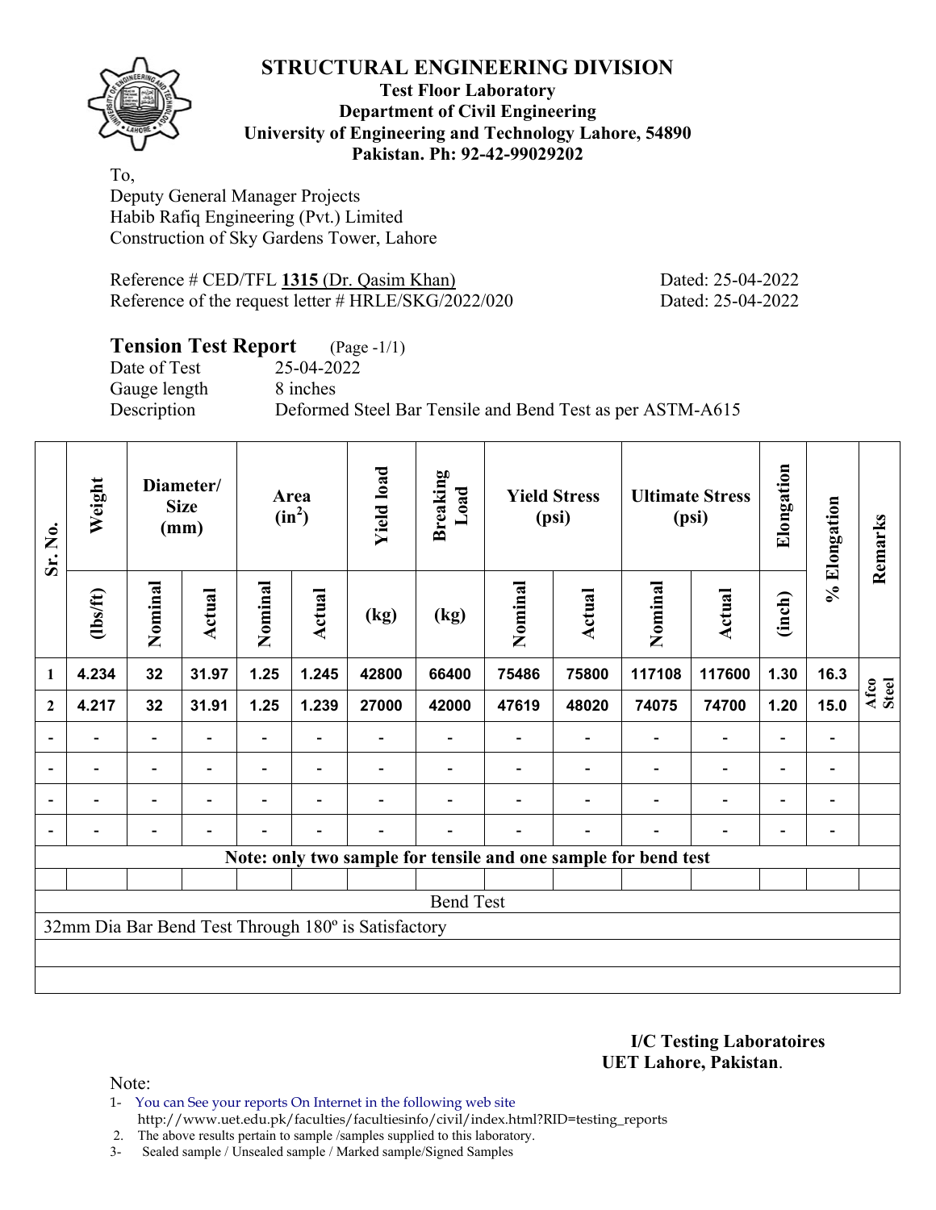# STRUCTURAL ENGINEERING DIVISION

**Test Floor Laboratory**
**Department of Civil Engineering**
**University of Engineering and Technology Lahore, 54890**
**Pakistan. Ph: 92-42-99029202**

To,
Deputy General Manager Projects
Habib Rafiq Engineering (Pvt.) Limited
Construction of Sky Gardens Tower, Lahore

Reference # CED/TFL **1315** (Dr. Qasim Khan) Dated: 25-04-2022
Reference of the request letter # HRLE/SKG/2022/020 Dated: 25-04-2022

## Tension Test Report (Page -1/1)

Date of Test 25-04-2022
Gauge length 8 inches
Description Deformed Steel Bar Tensile and Bend Test as per ASTM-A615

| Sr. No. | Weight | Diameter/ Size (mm) | | Area ($in^2$) | | Yield load | Breaking Load | Yield Stress (psi) | | Ultimate Stress (psi) | | Elongation | % Elongation | Remarks |
|---|---|---|---|---|---|---|---|---|---|---|---|---|---|---|
| | (lbs/ft) | Nominal | Actual | Nominal | Actual | (kg) | (kg) | Nominal | Actual | Nominal | Actual | (inch) | | |
| 1 | 4.234 | 32 | 31.97 | 1.25 | 1.245 | 42800 | 66400 | 75486 | 75800 | 117108 | 117600 | 1.30 | 16.3 | Afco Steel |
| 2 | 4.217 | 32 | 31.91 | 1.25 | 1.239 | 27000 | 42000 | 47619 | 48020 | 74075 | 74700 | 1.20 | 15.0 | |
| - | - | - | - | - | - | - | - | - | - | - | - | - | - | |
| - | - | - | - | - | - | - | - | - | - | - | - | - | - | |
| - | - | - | - | - | - | - | - | - | - | - | - | - | - | |
| - | - | - | - | - | - | - | - | - | - | - | - | - | - | |
| Note: only two sample for tensile and one sample for bend test | | | | | | | | | | | | | | |
| Bend Test | | | | | | | | | | | | | | |
| 32mm Dia Bar Bend Test Through 180º is Satisfactory | | | | | | | | | | | | | | |

**I/C Testing Laboratoires**
**UET Lahore, Pakistan**.

Note:
1- You can See your reports On Internet in the following web site
http://www.uet.edu.pk/faculties/facultiesinfo/civil/index.html?RID=testing_reports
2. The above results pertain to sample /samples supplied to this laboratory.
3- Sealed sample / Unsealed sample / Marked sample/Signed Samples